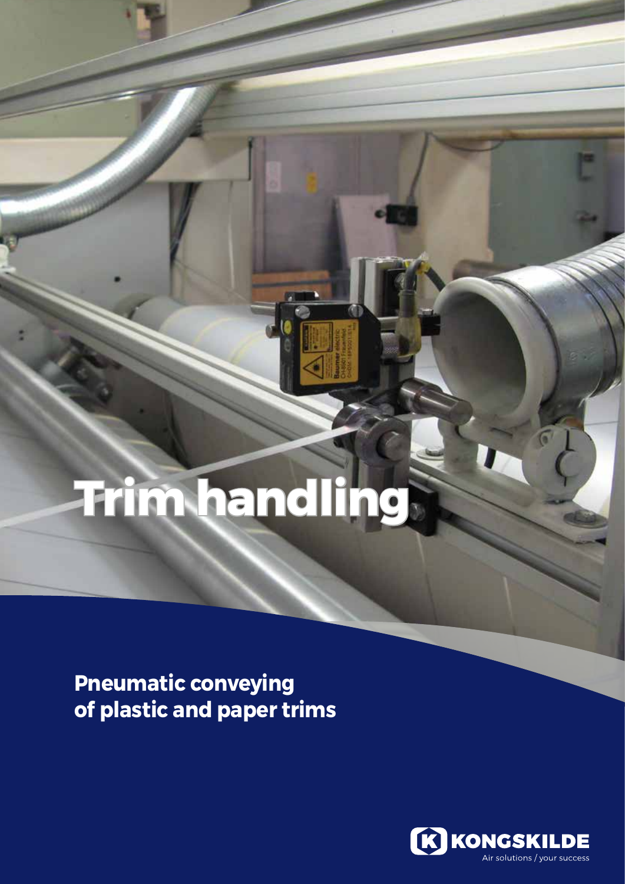# Trim handling

## Pneumatic conveying of plastic and paper trims

KONGSKILDE
Air solutions / your success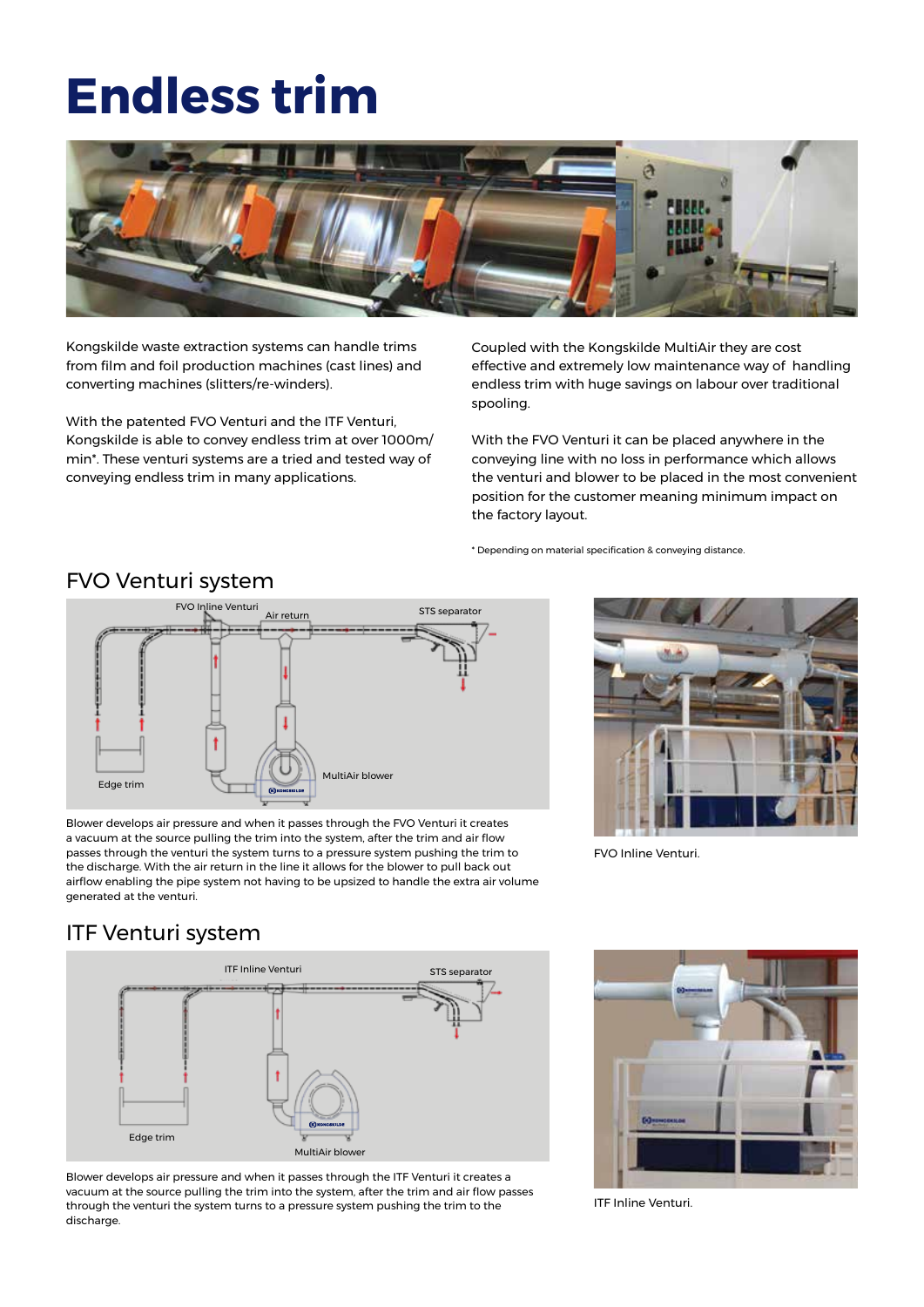# Endless trim

Kongskilde waste extraction systems can handle trims from film and foil production machines (cast lines) and converting machines (slitters/re-winders).

With the patented FVO Venturi and the ITF Venturi, Kongskilde is able to convey endless trim at over 1000m/min*. These venturi systems are a tried and tested way of conveying endless trim in many applications.

Coupled with the Kongskilde MultiAir they are cost effective and extremely low maintenance way of handling endless trim with huge savings on labour over traditional spooling.

With the FVO Venturi it can be placed anywhere in the conveying line with no loss in performance which allows the venturi and blower to be placed in the most convenient position for the customer meaning minimum impact on the factory layout.

* Depending on material specification & conveying distance.

## FVO Venturi system

Blower develops air pressure and when it passes through the FVO Venturi it creates a vacuum at the source pulling the trim into the system, after the trim and air flow passes through the venturi the system turns to a pressure system pushing the trim to the discharge. With the air return in the line it allows for the blower to pull back out airflow enabling the pipe system not having to be upsized to handle the extra air volume generated at the venturi.

FVO Inline Venturi.

## ITF Venturi system

Blower develops air pressure and when it passes through the ITF Venturi it creates a vacuum at the source pulling the trim into the system, after the trim and air flow passes through the venturi the system turns to a pressure system pushing the trim to the discharge.

ITF Inline Venturi.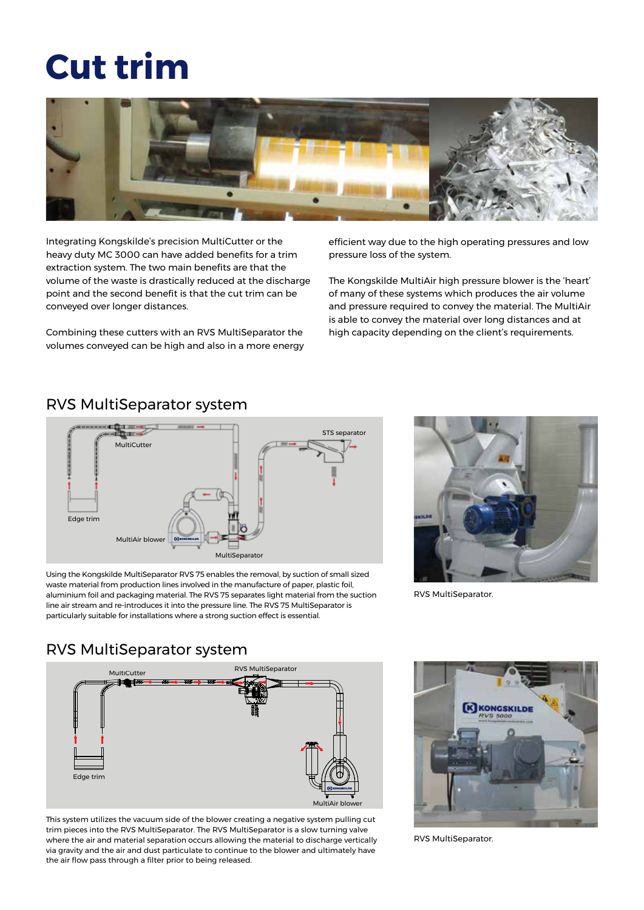# Cut trim

Integrating Kongskilde's precision MultiCutter or the heavy duty MC 3000 can have added benefits for a trim extraction system. The two main benefits are that the volume of the waste is drastically reduced at the discharge point and that the second benefit is that the cut trim can be conveyed over longer distances.

Combining these cutters with an RVS MultiSeparator the volumes conveyed can be high and also in a more energy efficient way due to the high operating pressures and low pressure loss of the system.

The Kongskilde MultiAir high pressure blower is the 'heart' of many of these systems which produces the air volume and pressure required to convey the material. The MultiAir is able to convey the material over long distances and at high capacity depending on the client's requirements.

## RVS MultiSeparator system

Using the Kongskilde MultiSeparator RVS 75 enables the removal, by suction of small sized waste material from production lines involved in the manufacture of paper, plastic foil, aluminium foil and packaging material. The RVS 75 separates light material from the suction line air stream and re-introduces it into the pressure line. The RVS 75 MultiSeparator is particularly suitable for installations where a strong suction effect is essential.

RVS MultiSeparator.

## RVS MultiSeparator system

This system utilizes the vacuum side of the blower creating a negative system pulling cut trim pieces into the RVS MultiSeparator. The RVS MultiSeparator is a slow turning valve where the air and material separation occurs allowing the material to discharge vertically via gravity and the air and dust particulate to continue to the blower and ultimately have the air flow pass through a filter prior to being released.

RVS MultiSeparator.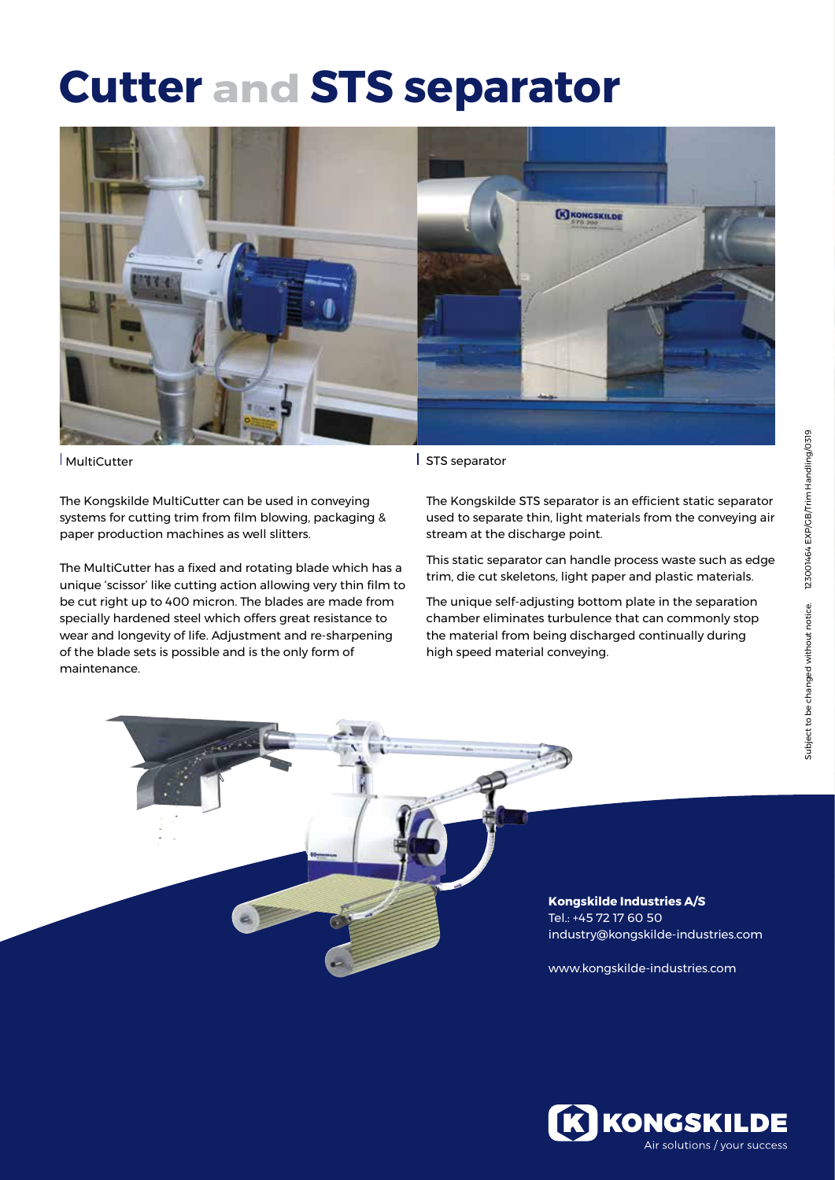# Cutter and STS separator

MultiCutter

The Kongskilde MultiCutter can be used in conveying systems for cutting trim from film blowing, packaging & paper production machines as well slitters.

The MultiCutter has a fixed and rotating blade which has a unique 'scissor' like cutting action allowing very thin film to be cut right up to 400 micron. The blades are made from specially hardened steel which offers great resistance to wear and longevity of life. Adjustment and re-sharpening of the blade sets is possible and is the only form of maintenance.

STS separator

The Kongskilde STS separator is an efficient static separator used to separate thin, light materials from the conveying air stream at the discharge point.

This static separator can handle process waste such as edge trim, die cut skeletons, light paper and plastic materials.

The unique self-adjusting bottom plate in the separation chamber eliminates turbulence that can commonly stop the material from being discharged continually during high speed material conveying.

**Kongskilde Industries A/S**
Tel.: +45 72 17 60 50
industry@kongskilde-industries.com

www.kongskilde-industries.com

KONGSKILDE
Air solutions / your success

Subject to be changed without notice. 123001464 EXP/GB/Trim Handling/0319